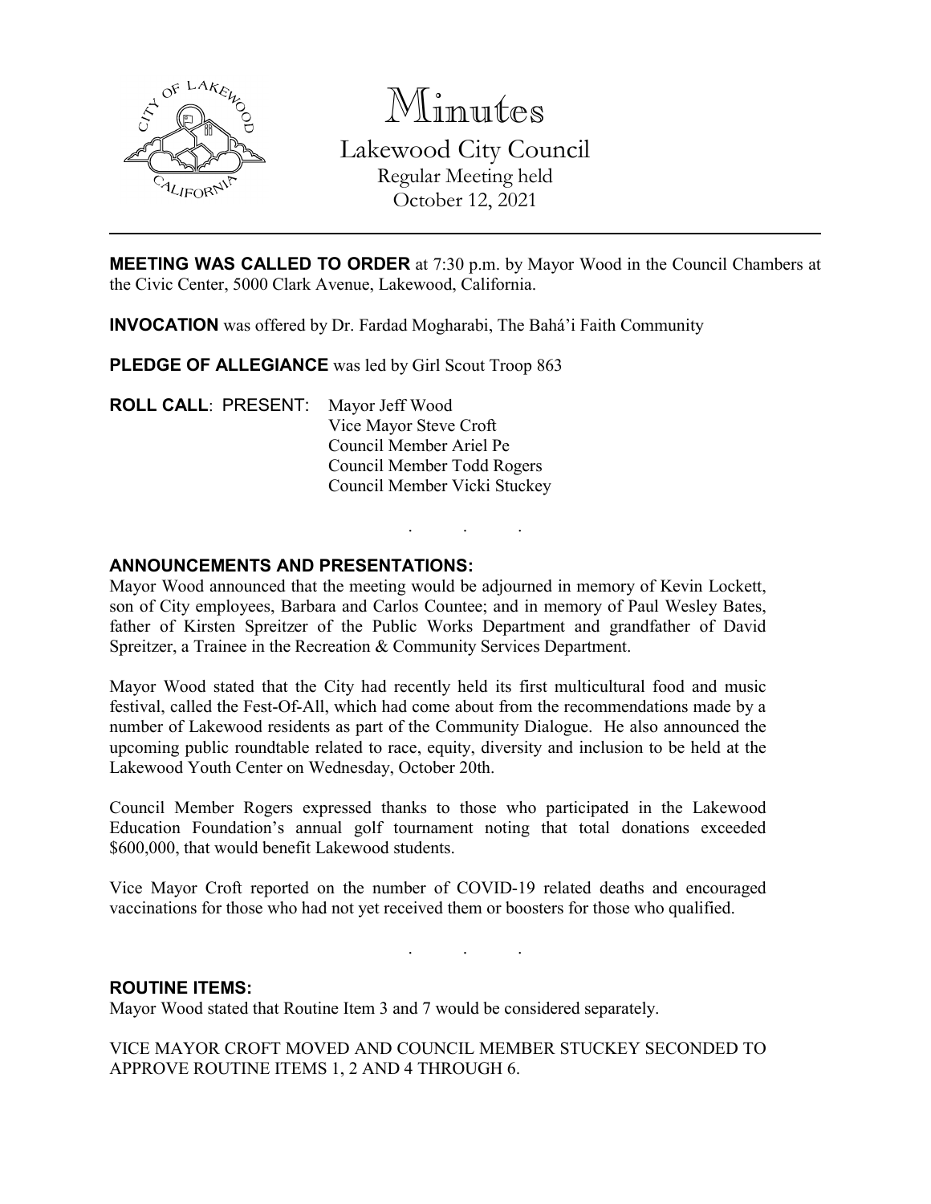# Minutes

## Lakewood City Council

Regular Meeting held
October 12, 2021

---

**MEETING WAS CALLED TO ORDER** at 7:30 p.m. by Mayor Wood in the Council Chambers at the Civic Center, 5000 Clark Avenue, Lakewood, California.

**INVOCATION** was offered by Dr. Fardad Mogharabi, The Bahá'i Faith Community

**PLEDGE OF ALLEGIANCE** was led by Girl Scout Troop 863

**ROLL CALL**: PRESENT: Mayor Jeff Wood
Vice Mayor Steve Croft
Council Member Ariel Pe
Council Member Todd Rogers
Council Member Vicki Stuckey

. . .

**ANNOUNCEMENTS AND PRESENTATIONS:**

Mayor Wood announced that the meeting would be adjourned in memory of Kevin Lockett, son of City employees, Barbara and Carlos Countee; and in memory of Paul Wesley Bates, father of Kirsten Spreitzer of the Public Works Department and grandfather of David Spreitzer, a Trainee in the Recreation & Community Services Department.

Mayor Wood stated that the City had recently held its first multicultural food and music festival, called the Fest-Of-All, which had come about from the recommendations made by a number of Lakewood residents as part of the Community Dialogue. He also announced the upcoming public roundtable related to race, equity, diversity and inclusion to be held at the Lakewood Youth Center on Wednesday, October 20th.

Council Member Rogers expressed thanks to those who participated in the Lakewood Education Foundation's annual golf tournament noting that total donations exceeded $600,000, that would benefit Lakewood students.

Vice Mayor Croft reported on the number of COVID-19 related deaths and encouraged vaccinations for those who had not yet received them or boosters for those who qualified.

. . .

**ROUTINE ITEMS:**

Mayor Wood stated that Routine Item 3 and 7 would be considered separately.

VICE MAYOR CROFT MOVED AND COUNCIL MEMBER STUCKEY SECONDED TO APPROVE ROUTINE ITEMS 1, 2 AND 4 THROUGH 6.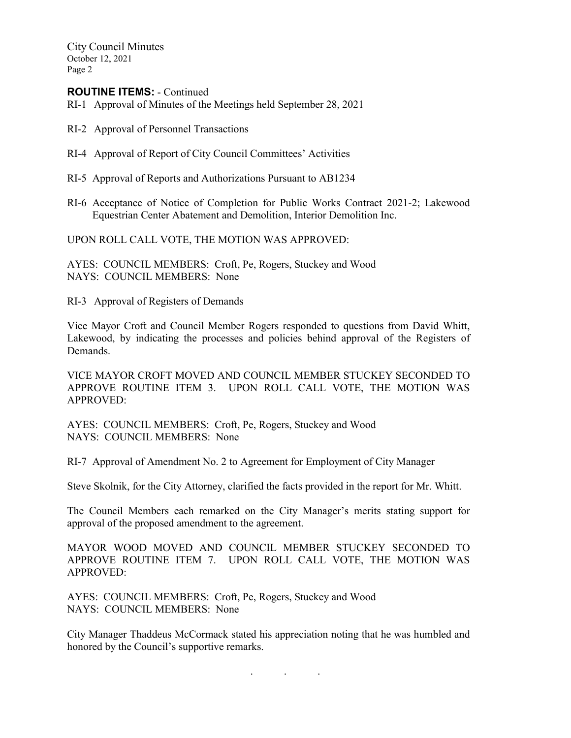**ROUTINE ITEMS:** - Continued

RI-1 Approval of Minutes of the Meetings held September 28, 2021

RI-2 Approval of Personnel Transactions

RI-4 Approval of Report of City Council Committees' Activities

RI-5 Approval of Reports and Authorizations Pursuant to AB1234

RI-6 Acceptance of Notice of Completion for Public Works Contract 2021-2; Lakewood Equestrian Center Abatement and Demolition, Interior Demolition Inc.

UPON ROLL CALL VOTE, THE MOTION WAS APPROVED:

AYES: COUNCIL MEMBERS: Croft, Pe, Rogers, Stuckey and Wood
NAYS: COUNCIL MEMBERS: None

RI-3 Approval of Registers of Demands

Vice Mayor Croft and Council Member Rogers responded to questions from David Whitt, Lakewood, by indicating the processes and policies behind approval of the Registers of Demands.

VICE MAYOR CROFT MOVED AND COUNCIL MEMBER STUCKEY SECONDED TO APPROVE ROUTINE ITEM 3. UPON ROLL CALL VOTE, THE MOTION WAS APPROVED:

AYES: COUNCIL MEMBERS: Croft, Pe, Rogers, Stuckey and Wood
NAYS: COUNCIL MEMBERS: None

RI-7 Approval of Amendment No. 2 to Agreement for Employment of City Manager

Steve Skolnik, for the City Attorney, clarified the facts provided in the report for Mr. Whitt.

The Council Members each remarked on the City Manager's merits stating support for approval of the proposed amendment to the agreement.

MAYOR WOOD MOVED AND COUNCIL MEMBER STUCKEY SECONDED TO APPROVE ROUTINE ITEM 7. UPON ROLL CALL VOTE, THE MOTION WAS APPROVED:

AYES: COUNCIL MEMBERS: Croft, Pe, Rogers, Stuckey and Wood
NAYS: COUNCIL MEMBERS: None

City Manager Thaddeus McCormack stated his appreciation noting that he was humbled and honored by the Council's supportive remarks.

. . .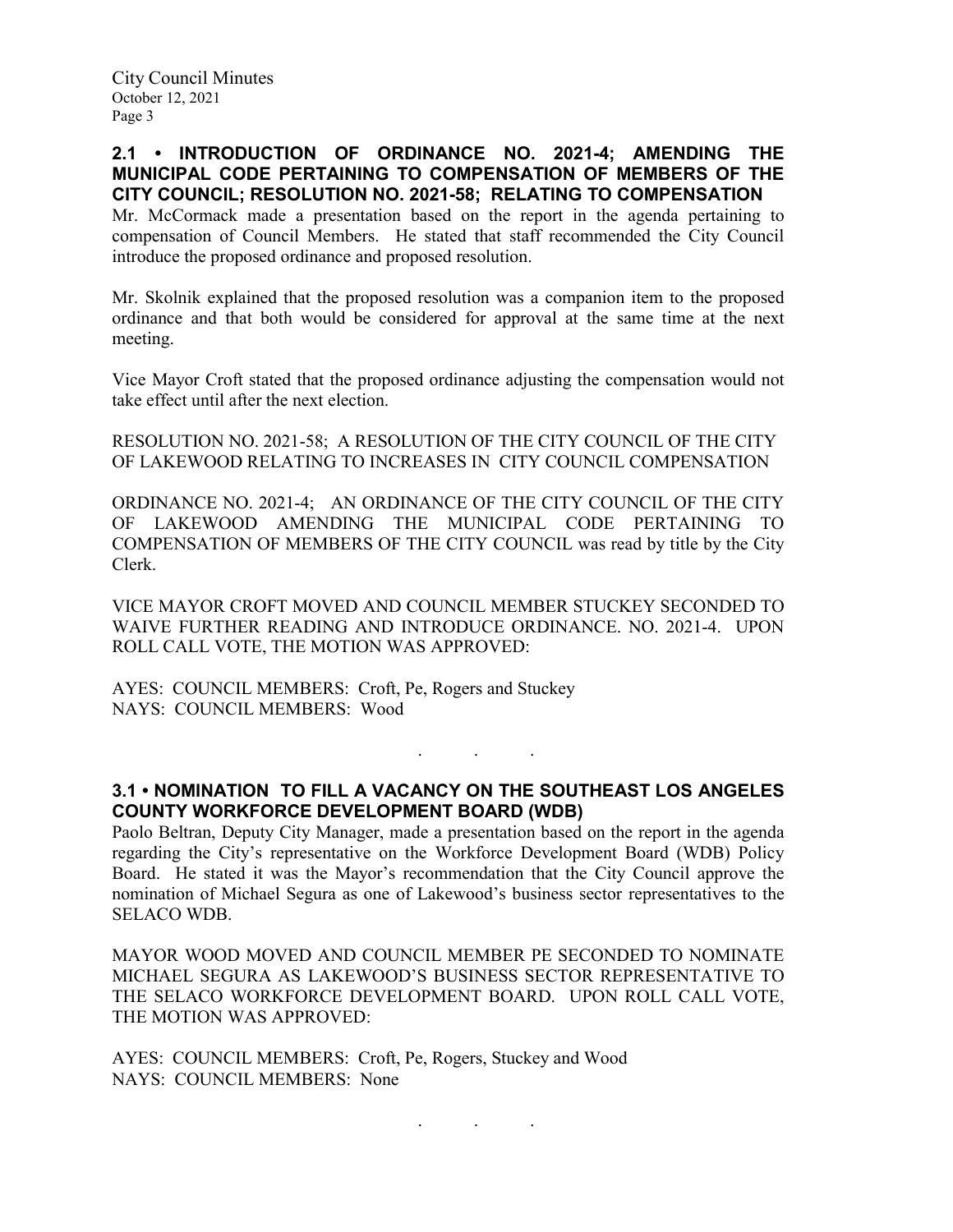## 2.1 • INTRODUCTION OF ORDINANCE NO. 2021-4; AMENDING THE MUNICIPAL CODE PERTAINING TO COMPENSATION OF MEMBERS OF THE CITY COUNCIL; RESOLUTION NO. 2021-58; RELATING TO COMPENSATION

Mr. McCormack made a presentation based on the report in the agenda pertaining to compensation of Council Members. He stated that staff recommended the City Council introduce the proposed ordinance and proposed resolution.

Mr. Skolnik explained that the proposed resolution was a companion item to the proposed ordinance and that both would be considered for approval at the same time at the next meeting.

Vice Mayor Croft stated that the proposed ordinance adjusting the compensation would not take effect until after the next election.

RESOLUTION NO. 2021-58; A RESOLUTION OF THE CITY COUNCIL OF THE CITY OF LAKEWOOD RELATING TO INCREASES IN CITY COUNCIL COMPENSATION

ORDINANCE NO. 2021-4; AN ORDINANCE OF THE CITY COUNCIL OF THE CITY OF LAKEWOOD AMENDING THE MUNICIPAL CODE PERTAINING TO COMPENSATION OF MEMBERS OF THE CITY COUNCIL was read by title by the City Clerk.

VICE MAYOR CROFT MOVED AND COUNCIL MEMBER STUCKEY SECONDED TO WAIVE FURTHER READING AND INTRODUCE ORDINANCE. NO. 2021-4. UPON ROLL CALL VOTE, THE MOTION WAS APPROVED:

AYES: COUNCIL MEMBERS: Croft, Pe, Rogers and Stuckey
NAYS: COUNCIL MEMBERS: Wood

. . .

## 3.1 • NOMINATION TO FILL A VACANCY ON THE SOUTHEAST LOS ANGELES COUNTY WORKFORCE DEVELOPMENT BOARD (WDB)

Paolo Beltran, Deputy City Manager, made a presentation based on the report in the agenda regarding the City's representative on the Workforce Development Board (WDB) Policy Board. He stated it was the Mayor's recommendation that the City Council approve the nomination of Michael Segura as one of Lakewood's business sector representatives to the SELACO WDB.

MAYOR WOOD MOVED AND COUNCIL MEMBER PE SECONDED TO NOMINATE MICHAEL SEGURA AS LAKEWOOD'S BUSINESS SECTOR REPRESENTATIVE TO THE SELACO WORKFORCE DEVELOPMENT BOARD. UPON ROLL CALL VOTE, THE MOTION WAS APPROVED:

AYES: COUNCIL MEMBERS: Croft, Pe, Rogers, Stuckey and Wood
NAYS: COUNCIL MEMBERS: None

. . .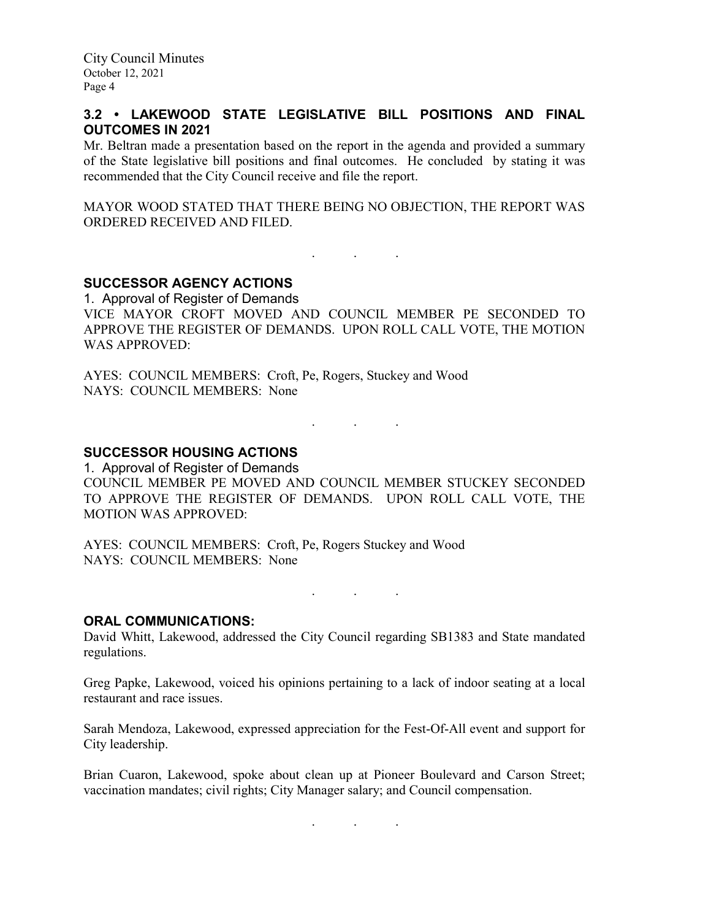### 3.2 • LAKEWOOD STATE LEGISLATIVE BILL POSITIONS AND FINAL OUTCOMES IN 2021

Mr. Beltran made a presentation based on the report in the agenda and provided a summary of the State legislative bill positions and final outcomes. He concluded by stating it was recommended that the City Council receive and file the report.

MAYOR WOOD STATED THAT THERE BEING NO OBJECTION, THE REPORT WAS ORDERED RECEIVED AND FILED.

. . .

## SUCCESSOR AGENCY ACTIONS

1. Approval of Register of Demands

VICE MAYOR CROFT MOVED AND COUNCIL MEMBER PE SECONDED TO APPROVE THE REGISTER OF DEMANDS. UPON ROLL CALL VOTE, THE MOTION WAS APPROVED:

AYES: COUNCIL MEMBERS: Croft, Pe, Rogers, Stuckey and Wood
NAYS: COUNCIL MEMBERS: None

. . .

## SUCCESSOR HOUSING ACTIONS

1. Approval of Register of Demands

COUNCIL MEMBER PE MOVED AND COUNCIL MEMBER STUCKEY SECONDED TO APPROVE THE REGISTER OF DEMANDS. UPON ROLL CALL VOTE, THE MOTION WAS APPROVED:

AYES: COUNCIL MEMBERS: Croft, Pe, Rogers Stuckey and Wood
NAYS: COUNCIL MEMBERS: None

. . .

## ORAL COMMUNICATIONS:

David Whitt, Lakewood, addressed the City Council regarding SB1383 and State mandated regulations.

Greg Papke, Lakewood, voiced his opinions pertaining to a lack of indoor seating at a local restaurant and race issues.

Sarah Mendoza, Lakewood, expressed appreciation for the Fest-Of-All event and support for City leadership.

Brian Cuaron, Lakewood, spoke about clean up at Pioneer Boulevard and Carson Street; vaccination mandates; civil rights; City Manager salary; and Council compensation.

. . .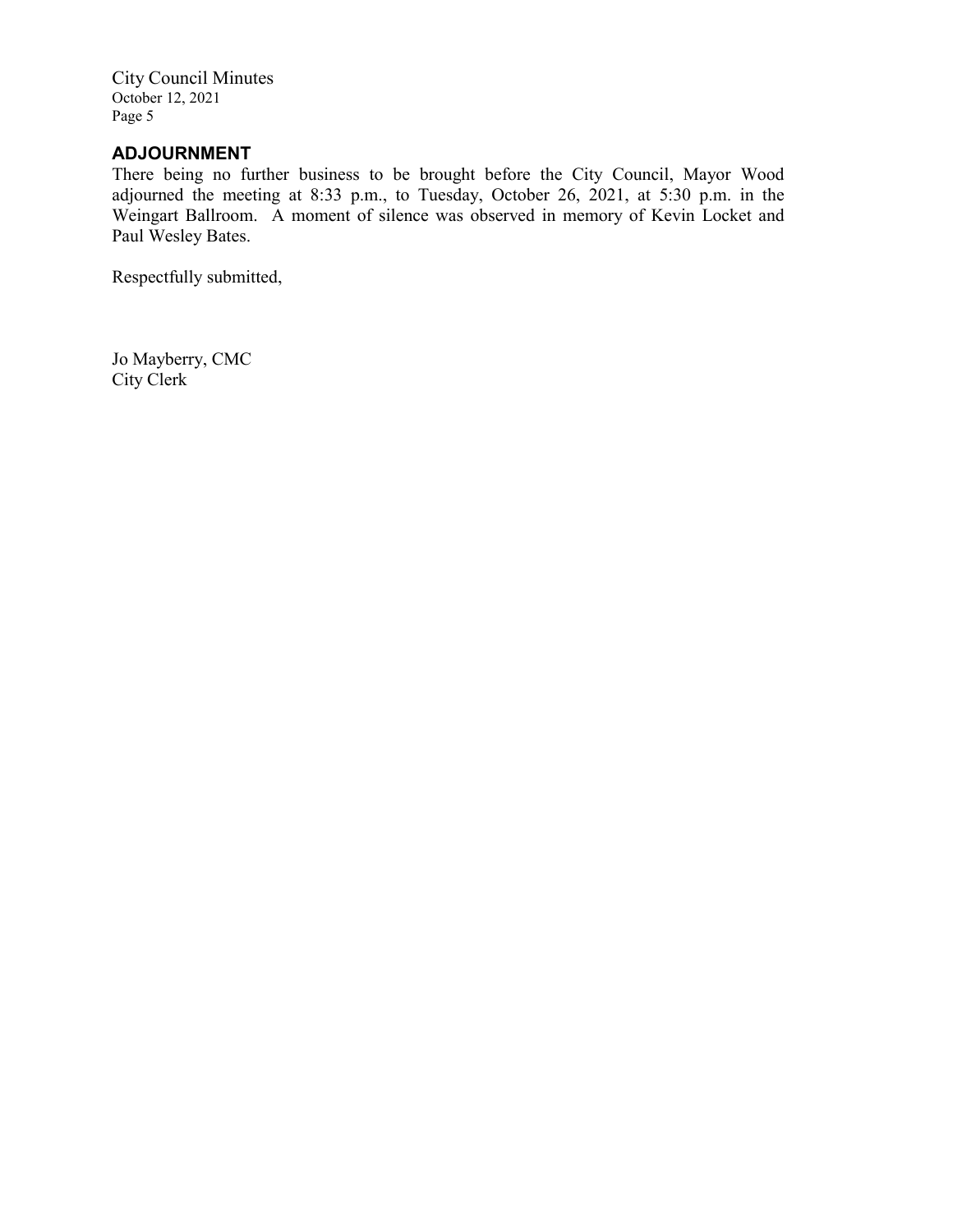## ADJOURNMENT

There being no further business to be brought before the City Council, Mayor Wood adjourned the meeting at 8:33 p.m., to Tuesday, October 26, 2021, at 5:30 p.m. in the Weingart Ballroom. A moment of silence was observed in memory of Kevin Locket and Paul Wesley Bates.

Respectfully submitted,

Jo Mayberry, CMC
City Clerk